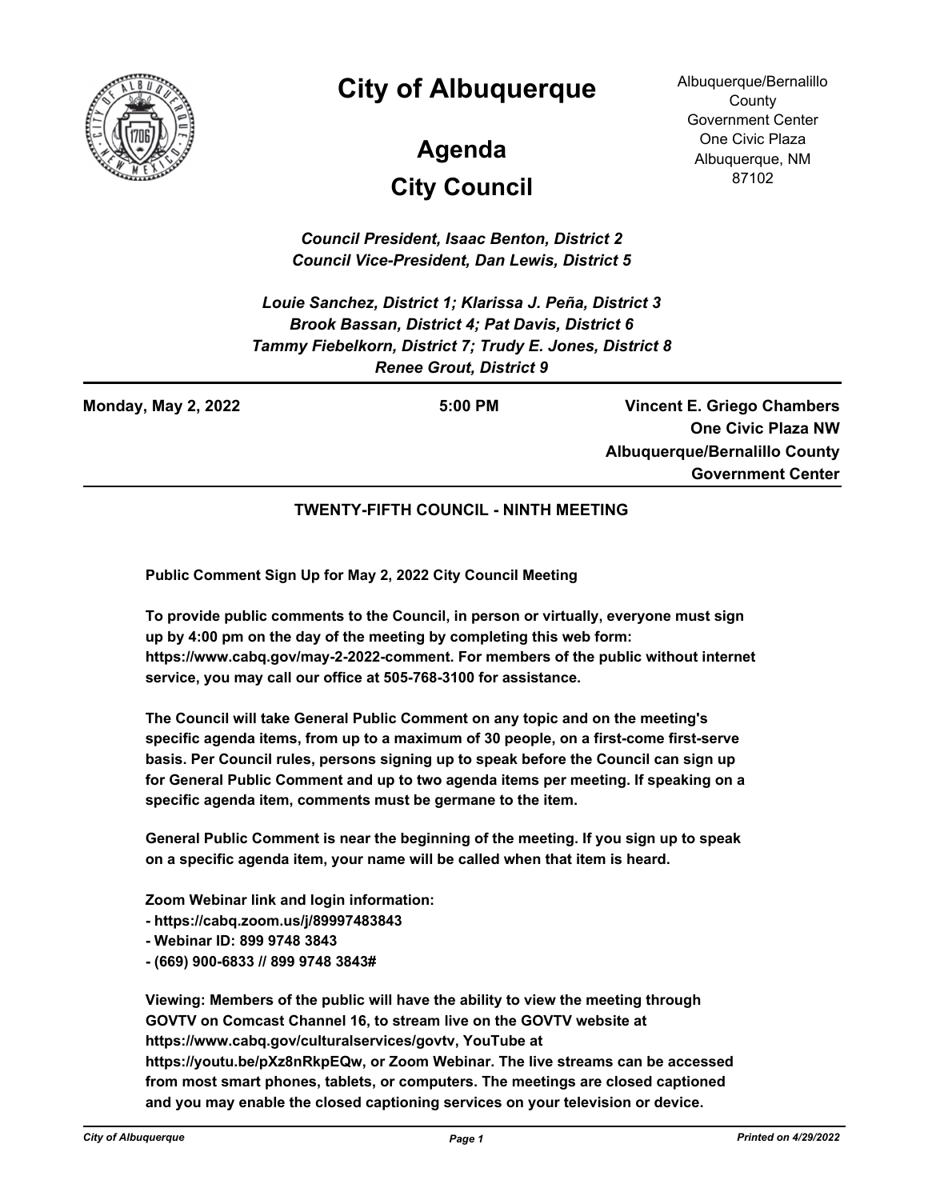# City of Albuquerque

## Agenda

## City Council

Albuquerque/Bernalillo County Government Center
One Civic Plaza
Albuquerque, NM 87102

***Council President, Isaac Benton, District 2***
***Council Vice-President, Dan Lewis, District 5***

***Louie Sanchez, District 1; Klarissa J. Peña, District 3***
***Brook Bassan, District 4; Pat Davis, District 6***
***Tammy Fiebelkorn, District 7; Trudy E. Jones, District 8***
***Renee Grout, District 9***

**Monday, May 2, 2022** | **5:00 PM** | **Vincent E. Griego Chambers, One Civic Plaza NW, Albuquerque/Bernalillo County Government Center**

**TWENTY-FIFTH COUNCIL - NINTH MEETING**

**Public Comment Sign Up for May 2, 2022 City Council Meeting**

**To provide public comments to the Council, in person or virtually, everyone must sign up by 4:00 pm on the day of the meeting by completing this web form: https://www.cabq.gov/may-2-2022-comment. For members of the public without internet service, you may call our office at 505-768-3100 for assistance.**

**The Council will take General Public Comment on any topic and on the meeting's specific agenda items, from up to a maximum of 30 people, on a first-come first-serve basis. Per Council rules, persons signing up to speak before the Council can sign up for General Public Comment and up to two agenda items per meeting. If speaking on a specific agenda item, comments must be germane to the item.**

**General Public Comment is near the beginning of the meeting. If you sign up to speak on a specific agenda item, your name will be called when that item is heard.**

**Zoom Webinar link and login information:**
**- https://cabq.zoom.us/j/89997483843**
**- Webinar ID: 899 9748 3843**
**- (669) 900-6833 // 899 9748 3843#**

**Viewing: Members of the public will have the ability to view the meeting through GOVTV on Comcast Channel 16, to stream live on the GOVTV website at https://www.cabq.gov/culturalservices/govtv, YouTube at https://youtu.be/pXz8nRkpEQw, or Zoom Webinar. The live streams can be accessed from most smart phones, tablets, or computers. The meetings are closed captioned and you may enable the closed captioning services on your television or device.**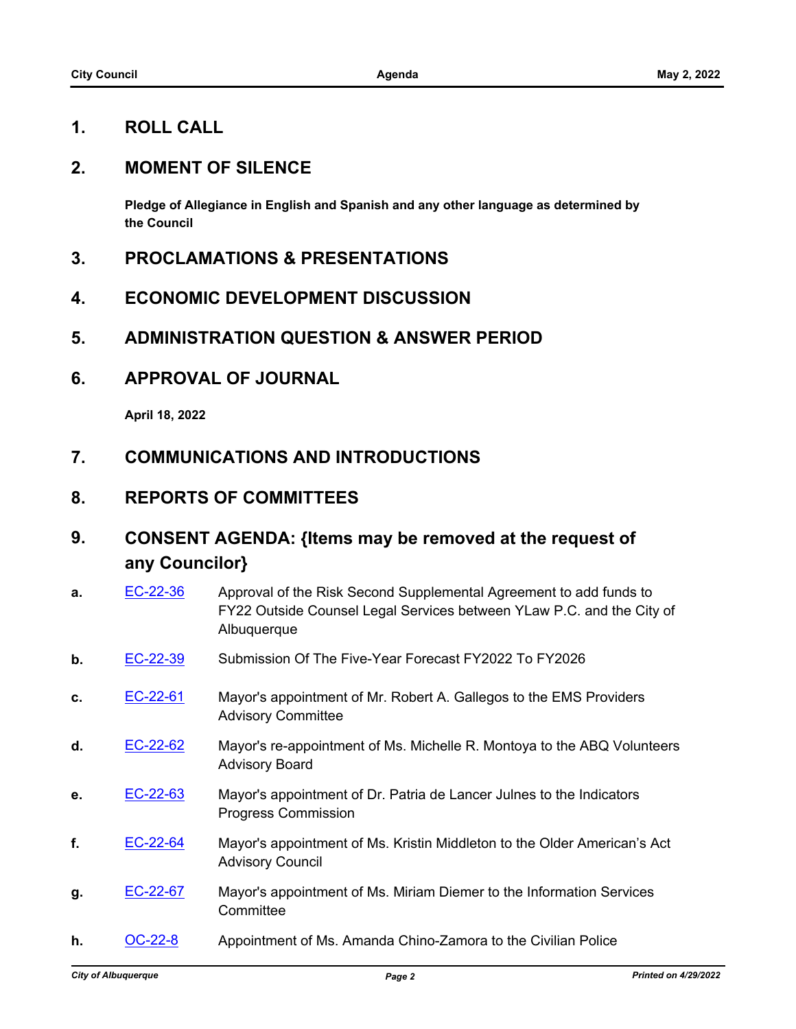## 1. ROLL CALL

## 2. MOMENT OF SILENCE

**Pledge of Allegiance in English and Spanish and any other language as determined by the Council**

## 3. PROCLAMATIONS & PRESENTATIONS

## 4. ECONOMIC DEVELOPMENT DISCUSSION

## 5. ADMINISTRATION QUESTION & ANSWER PERIOD

## 6. APPROVAL OF JOURNAL

**April 18, 2022**

## 7. COMMUNICATIONS AND INTRODUCTIONS

## 8. REPORTS OF COMMITTEES

## 9. CONSENT AGENDA: {Items may be removed at the request of any Councilor}

**a.** EC-22-36 — Approval of the Risk Second Supplemental Agreement to add funds to FY22 Outside Counsel Legal Services between YLaw P.C. and the City of Albuquerque

**b.** EC-22-39 — Submission Of The Five-Year Forecast FY2022 To FY2026

**c.** EC-22-61 — Mayor's appointment of Mr. Robert A. Gallegos to the EMS Providers Advisory Committee

**d.** EC-22-62 — Mayor's re-appointment of Ms. Michelle R. Montoya to the ABQ Volunteers Advisory Board

**e.** EC-22-63 — Mayor's appointment of Dr. Patria de Lancer Julnes to the Indicators Progress Commission

**f.** EC-22-64 — Mayor's appointment of Ms. Kristin Middleton to the Older American's Act Advisory Council

**g.** EC-22-67 — Mayor's appointment of Ms. Miriam Diemer to the Information Services Committee

**h.** OC-22-8 — Appointment of Ms. Amanda Chino-Zamora to the Civilian Police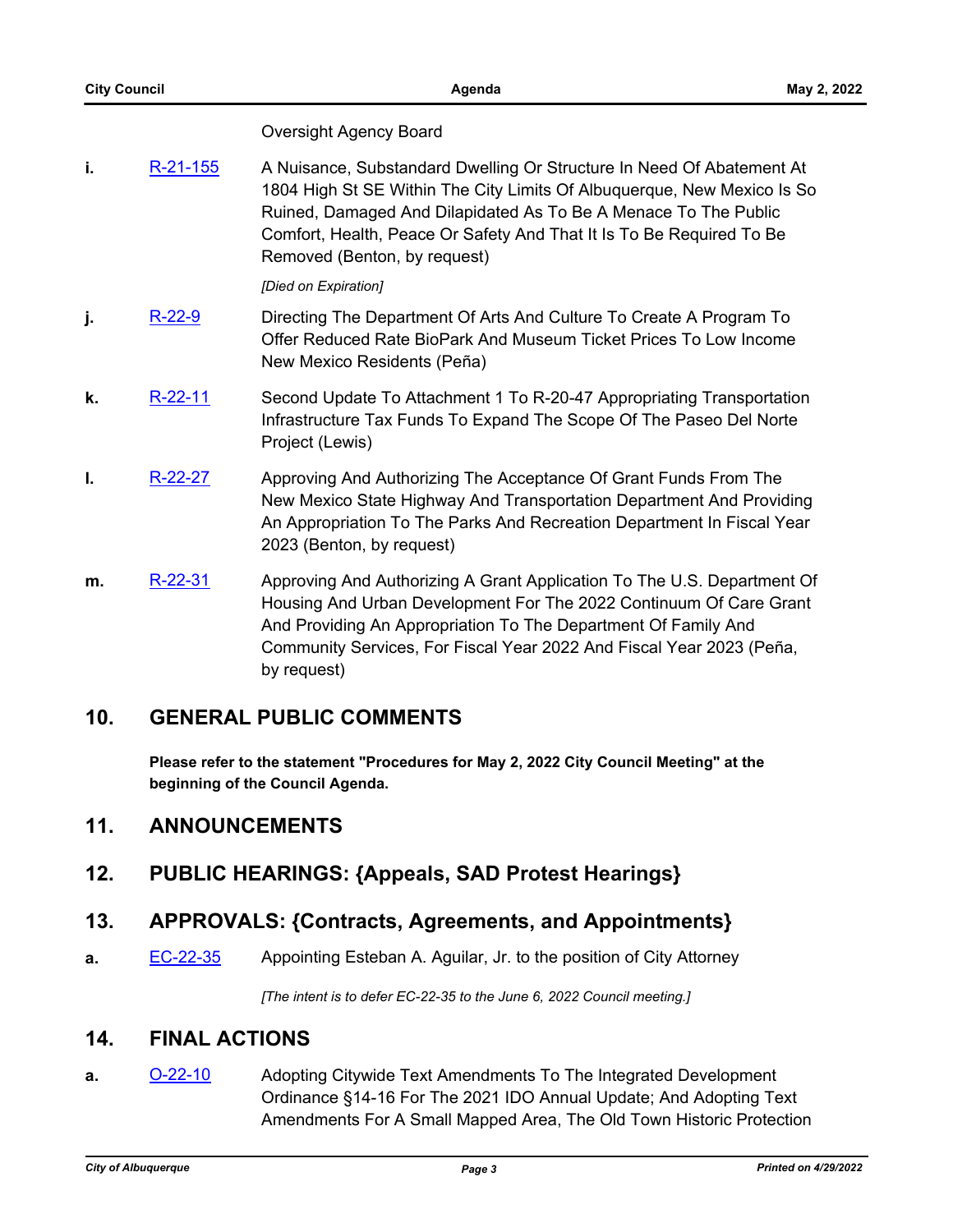Oversight Agency Board

i. R-21-155 A Nuisance, Substandard Dwelling Or Structure In Need Of Abatement At 1804 High St SE Within The City Limits Of Albuquerque, New Mexico Is So Ruined, Damaged And Dilapidated As To Be A Menace To The Public Comfort, Health, Peace Or Safety And That It Is To Be Required To Be Removed (Benton, by request)

*[Died on Expiration]*

j. R-22-9 Directing The Department Of Arts And Culture To Create A Program To Offer Reduced Rate BioPark And Museum Ticket Prices To Low Income New Mexico Residents (Peña)

k. R-22-11 Second Update To Attachment 1 To R-20-47 Appropriating Transportation Infrastructure Tax Funds To Expand The Scope Of The Paseo Del Norte Project (Lewis)

l. R-22-27 Approving And Authorizing The Acceptance Of Grant Funds From The New Mexico State Highway And Transportation Department And Providing An Appropriation To The Parks And Recreation Department In Fiscal Year 2023 (Benton, by request)

m. R-22-31 Approving And Authorizing A Grant Application To The U.S. Department Of Housing And Urban Development For The 2022 Continuum Of Care Grant And Providing An Appropriation To The Department Of Family And Community Services, For Fiscal Year 2022 And Fiscal Year 2023 (Peña, by request)

## 10. GENERAL PUBLIC COMMENTS

**Please refer to the statement "Procedures for May 2, 2022 City Council Meeting" at the beginning of the Council Agenda.**

## 11. ANNOUNCEMENTS

## 12. PUBLIC HEARINGS: {Appeals, SAD Protest Hearings}

## 13. APPROVALS: {Contracts, Agreements, and Appointments}

a. EC-22-35 Appointing Esteban A. Aguilar, Jr. to the position of City Attorney

*[The intent is to defer EC-22-35 to the June 6, 2022 Council meeting.]*

## 14. FINAL ACTIONS

a. O-22-10 Adopting Citywide Text Amendments To The Integrated Development Ordinance §14-16 For The 2021 IDO Annual Update; And Adopting Text Amendments For A Small Mapped Area, The Old Town Historic Protection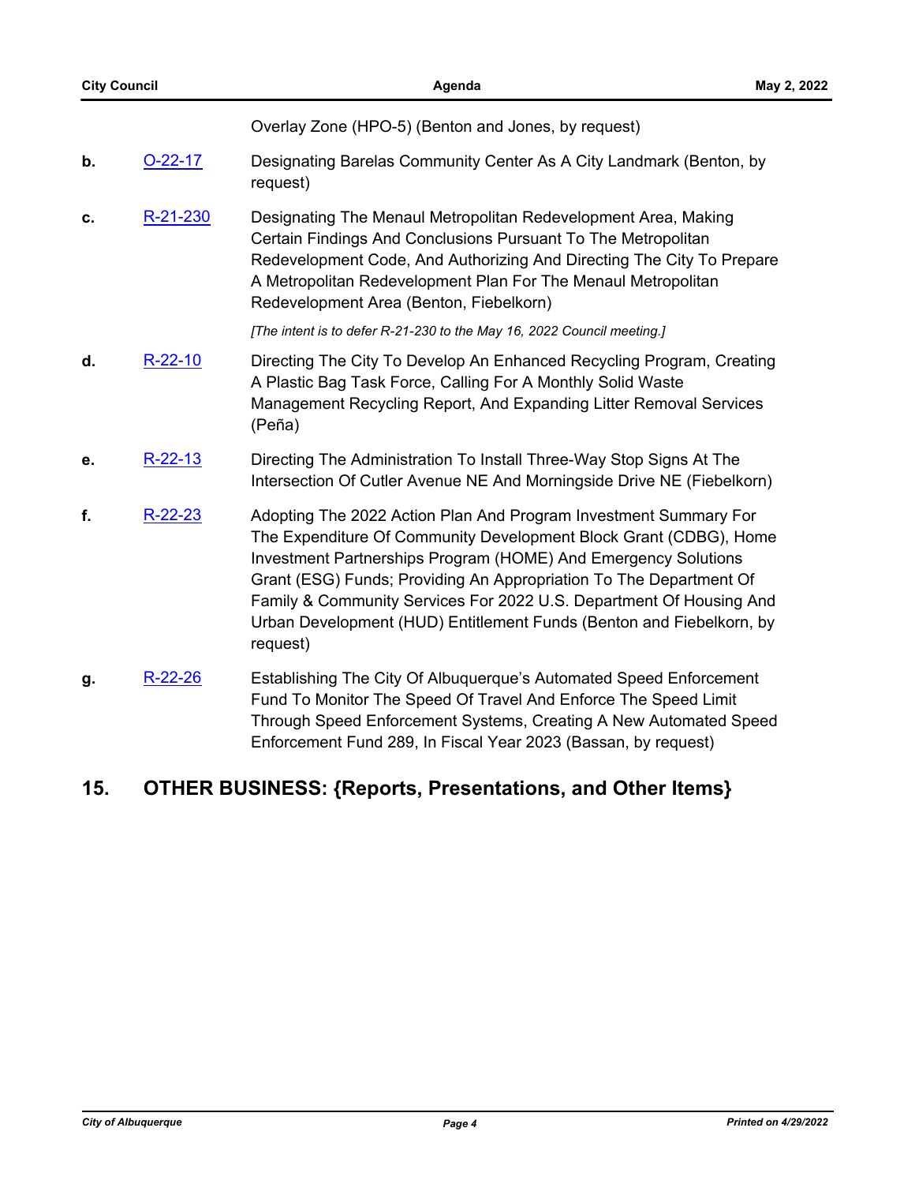Overlay Zone (HPO-5) (Benton and Jones, by request)

**b.** O-22-17 Designating Barelas Community Center As A City Landmark (Benton, by request)

**c.** R-21-230 Designating The Menaul Metropolitan Redevelopment Area, Making Certain Findings And Conclusions Pursuant To The Metropolitan Redevelopment Code, And Authorizing And Directing The City To Prepare A Metropolitan Redevelopment Plan For The Menaul Metropolitan Redevelopment Area (Benton, Fiebelkorn)

*[The intent is to defer R-21-230 to the May 16, 2022 Council meeting.]*

**d.** R-22-10 Directing The City To Develop An Enhanced Recycling Program, Creating A Plastic Bag Task Force, Calling For A Monthly Solid Waste Management Recycling Report, And Expanding Litter Removal Services (Peña)

**e.** R-22-13 Directing The Administration To Install Three-Way Stop Signs At The Intersection Of Cutler Avenue NE And Morningside Drive NE (Fiebelkorn)

**f.** R-22-23 Adopting The 2022 Action Plan And Program Investment Summary For The Expenditure Of Community Development Block Grant (CDBG), Home Investment Partnerships Program (HOME) And Emergency Solutions Grant (ESG) Funds; Providing An Appropriation To The Department Of Family & Community Services For 2022 U.S. Department Of Housing And Urban Development (HUD) Entitlement Funds (Benton and Fiebelkorn, by request)

**g.** R-22-26 Establishing The City Of Albuquerque's Automated Speed Enforcement Fund To Monitor The Speed Of Travel And Enforce The Speed Limit Through Speed Enforcement Systems, Creating A New Automated Speed Enforcement Fund 289, In Fiscal Year 2023 (Bassan, by request)

## 15. OTHER BUSINESS: {Reports, Presentations, and Other Items}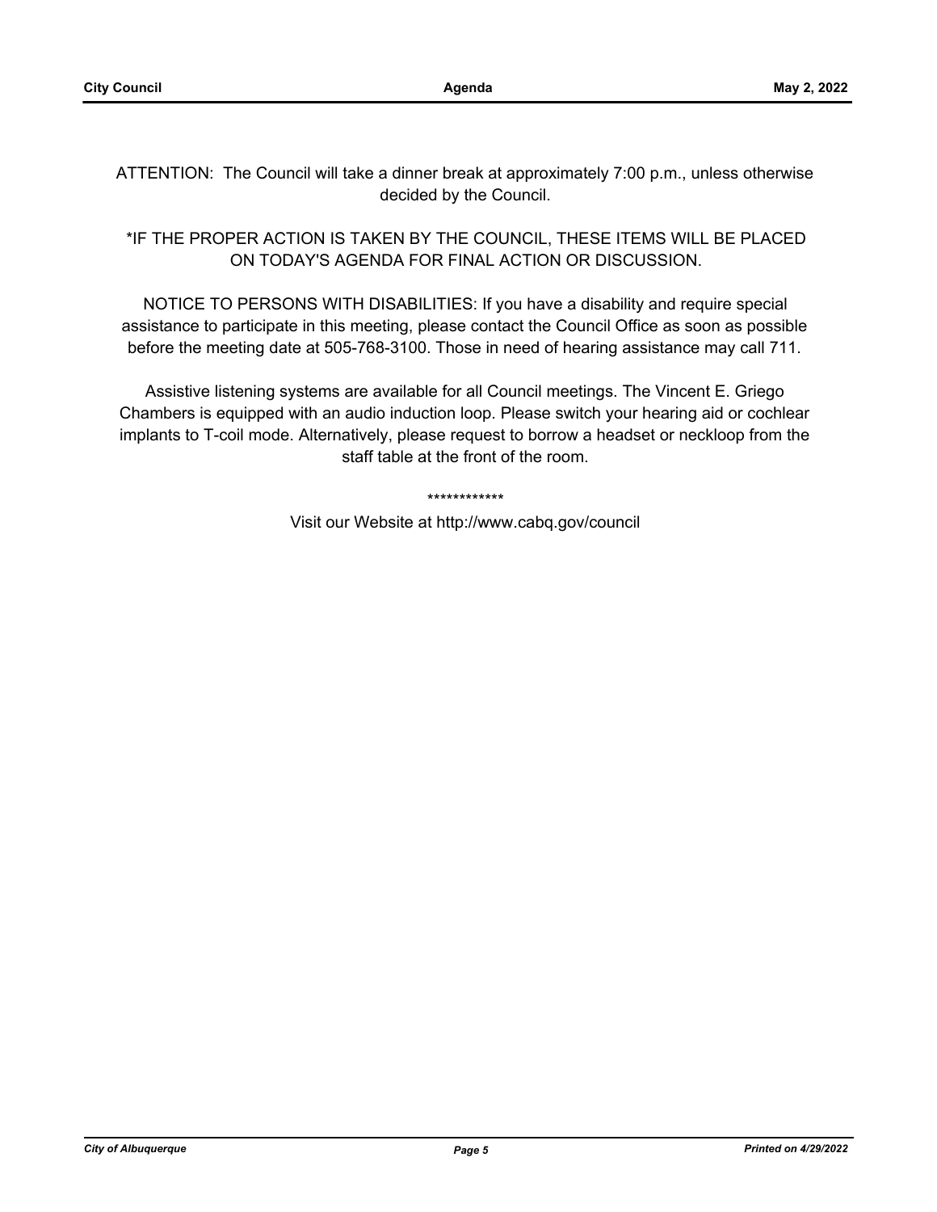ATTENTION: The Council will take a dinner break at approximately 7:00 p.m., unless otherwise decided by the Council.

*IF THE PROPER ACTION IS TAKEN BY THE COUNCIL, THESE ITEMS WILL BE PLACED ON TODAY'S AGENDA FOR FINAL ACTION OR DISCUSSION.

NOTICE TO PERSONS WITH DISABILITIES: If you have a disability and require special assistance to participate in this meeting, please contact the Council Office as soon as possible before the meeting date at 505-768-3100. Those in need of hearing assistance may call 711.

Assistive listening systems are available for all Council meetings. The Vincent E. Griego Chambers is equipped with an audio induction loop. Please switch your hearing aid or cochlear implants to T-coil mode. Alternatively, please request to borrow a headset or neckloop from the staff table at the front of the room.

************

Visit our Website at http://www.cabq.gov/council